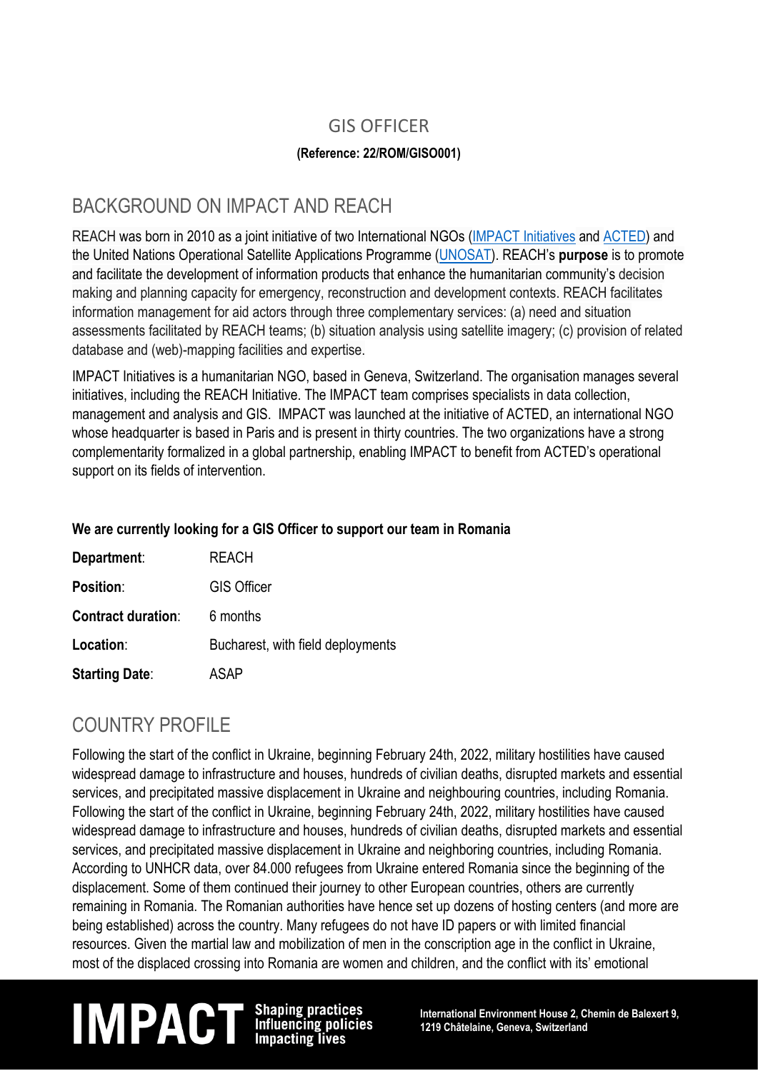# GIS OFFICER

**(Reference: 22/ROM/GISO001)**

## BACKGROUND ON IMPACT AND REACH

REACH was born in 2010 as a joint initiative of two International NGOs (IMPACT Initiatives and ACTED) and the United Nations Operational Satellite Applications Programme (UNOSAT). REACH's **purpose** is to promote and facilitate the development of information products that enhance the humanitarian community's decision making and planning capacity for emergency, reconstruction and development contexts. REACH facilitates information management for aid actors through three complementary services: (a) need and situation assessments facilitated by REACH teams; (b) situation analysis using satellite imagery; (c) provision of related database and (web)-mapping facilities and expertise.

IMPACT Initiatives is a humanitarian NGO, based in Geneva, Switzerland. The organisation manages several initiatives, including the REACH Initiative. The IMPACT team comprises specialists in data collection, management and analysis and GIS. IMPACT was launched at the initiative of ACTED, an international NGO whose headquarter is based in Paris and is present in thirty countries. The two organizations have a strong complementarity formalized in a global partnership, enabling IMPACT to benefit from ACTED's operational support on its fields of intervention.

**We are currently looking for a GIS Officer to support our team in Romania**

| | |
|---|---|
| **Department**: | REACH |
| **Position**: | GIS Officer |
| **Contract duration**: | 6 months |
| **Location**: | Bucharest, with field deployments |
| **Starting Date**: | ASAP |

## COUNTRY PROFILE

Following the start of the conflict in Ukraine, beginning February 24th, 2022, military hostilities have caused widespread damage to infrastructure and houses, hundreds of civilian deaths, disrupted markets and essential services, and precipitated massive displacement in Ukraine and neighbouring countries, including Romania. Following the start of the conflict in Ukraine, beginning February 24th, 2022, military hostilities have caused widespread damage to infrastructure and houses, hundreds of civilian deaths, disrupted markets and essential services, and precipitated massive displacement in Ukraine and neighboring countries, including Romania. According to UNHCR data, over 84.000 refugees from Ukraine entered Romania since the beginning of the displacement. Some of them continued their journey to other European countries, others are currently remaining in Romania. The Romanian authorities have hence set up dozens of hosting centers (and more are being established) across the country. Many refugees do not have ID papers or with limited financial resources. Given the martial law and mobilization of men in the conscription age in the conflict in Ukraine, most of the displaced crossing into Romania are women and children, and the conflict with its' emotional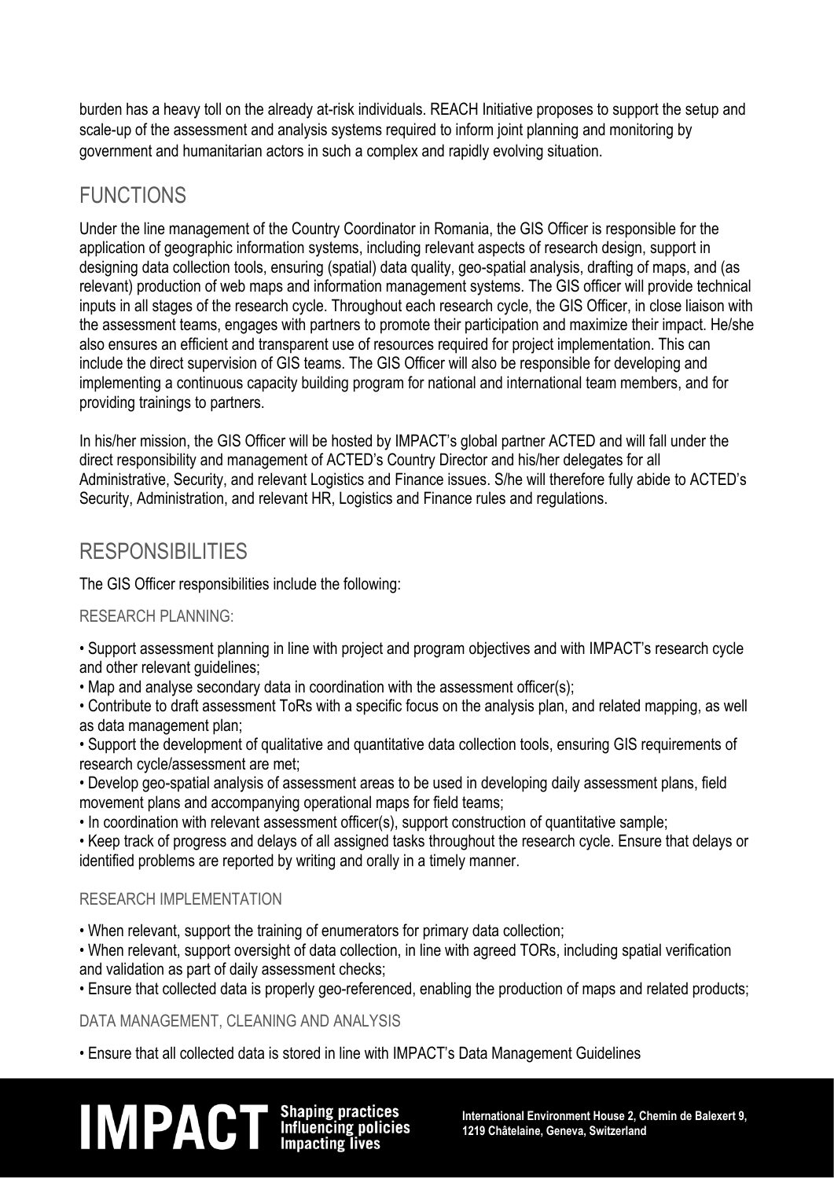burden has a heavy toll on the already at-risk individuals. REACH Initiative proposes to support the setup and scale-up of the assessment and analysis systems required to inform joint planning and monitoring by government and humanitarian actors in such a complex and rapidly evolving situation.

## FUNCTIONS

Under the line management of the Country Coordinator in Romania, the GIS Officer is responsible for the application of geographic information systems, including relevant aspects of research design, support in designing data collection tools, ensuring (spatial) data quality, geo-spatial analysis, drafting of maps, and (as relevant) production of web maps and information management systems. The GIS officer will provide technical inputs in all stages of the research cycle. Throughout each research cycle, the GIS Officer, in close liaison with the assessment teams, engages with partners to promote their participation and maximize their impact. He/she also ensures an efficient and transparent use of resources required for project implementation. This can include the direct supervision of GIS teams. The GIS Officer will also be responsible for developing and implementing a continuous capacity building program for national and international team members, and for providing trainings to partners.

In his/her mission, the GIS Officer will be hosted by IMPACT's global partner ACTED and will fall under the direct responsibility and management of ACTED's Country Director and his/her delegates for all Administrative, Security, and relevant Logistics and Finance issues. S/he will therefore fully abide to ACTED's Security, Administration, and relevant HR, Logistics and Finance rules and regulations.

## RESPONSIBILITIES

The GIS Officer responsibilities include the following:

### RESEARCH PLANNING:

- Support assessment planning in line with project and program objectives and with IMPACT's research cycle and other relevant guidelines;
- Map and analyse secondary data in coordination with the assessment officer(s);
- Contribute to draft assessment ToRs with a specific focus on the analysis plan, and related mapping, as well as data management plan;
- Support the development of qualitative and quantitative data collection tools, ensuring GIS requirements of research cycle/assessment are met;
- Develop geo-spatial analysis of assessment areas to be used in developing daily assessment plans, field movement plans and accompanying operational maps for field teams;
- In coordination with relevant assessment officer(s), support construction of quantitative sample;
- Keep track of progress and delays of all assigned tasks throughout the research cycle. Ensure that delays or identified problems are reported by writing and orally in a timely manner.

### RESEARCH IMPLEMENTATION

- When relevant, support the training of enumerators for primary data collection;
- When relevant, support oversight of data collection, in line with agreed TORs, including spatial verification and validation as part of daily assessment checks;
- Ensure that collected data is properly geo-referenced, enabling the production of maps and related products;

### DATA MANAGEMENT, CLEANING AND ANALYSIS

- Ensure that all collected data is stored in line with IMPACT's Data Management Guidelines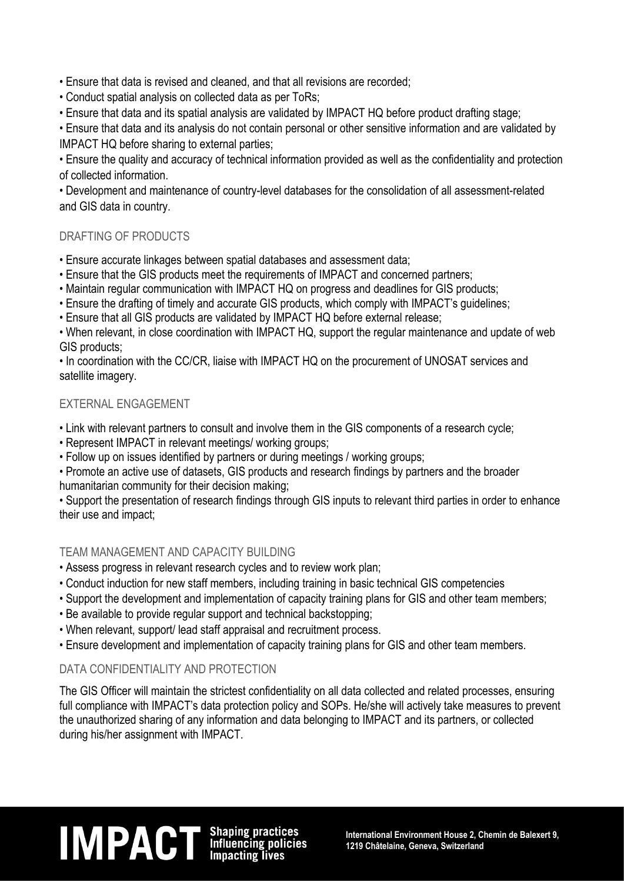- Ensure that data is revised and cleaned, and that all revisions are recorded;
- Conduct spatial analysis on collected data as per ToRs;
- Ensure that data and its spatial analysis are validated by IMPACT HQ before product drafting stage;
- Ensure that data and its analysis do not contain personal or other sensitive information and are validated by IMPACT HQ before sharing to external parties;
- Ensure the quality and accuracy of technical information provided as well as the confidentiality and protection of collected information.
- Development and maintenance of country-level databases for the consolidation of all assessment-related and GIS data in country.

## DRAFTING OF PRODUCTS

- Ensure accurate linkages between spatial databases and assessment data;
- Ensure that the GIS products meet the requirements of IMPACT and concerned partners;
- Maintain regular communication with IMPACT HQ on progress and deadlines for GIS products;
- Ensure the drafting of timely and accurate GIS products, which comply with IMPACT's guidelines;
- Ensure that all GIS products are validated by IMPACT HQ before external release;
- When relevant, in close coordination with IMPACT HQ, support the regular maintenance and update of web GIS products;
- In coordination with the CC/CR, liaise with IMPACT HQ on the procurement of UNOSAT services and satellite imagery.

## EXTERNAL ENGAGEMENT

- Link with relevant partners to consult and involve them in the GIS components of a research cycle;
- Represent IMPACT in relevant meetings/ working groups;
- Follow up on issues identified by partners or during meetings / working groups;
- Promote an active use of datasets, GIS products and research findings by partners and the broader humanitarian community for their decision making;
- Support the presentation of research findings through GIS inputs to relevant third parties in order to enhance their use and impact;

## TEAM MANAGEMENT AND CAPACITY BUILDING

- Assess progress in relevant research cycles and to review work plan;
- Conduct induction for new staff members, including training in basic technical GIS competencies
- Support the development and implementation of capacity training plans for GIS and other team members;
- Be available to provide regular support and technical backstopping;
- When relevant, support/ lead staff appraisal and recruitment process.
- Ensure development and implementation of capacity training plans for GIS and other team members.

## DATA CONFIDENTIALITY AND PROTECTION

The GIS Officer will maintain the strictest confidentiality on all data collected and related processes, ensuring full compliance with IMPACT's data protection policy and SOPs. He/she will actively take measures to prevent the unauthorized sharing of any information and data belonging to IMPACT and its partners, or collected during his/her assignment with IMPACT.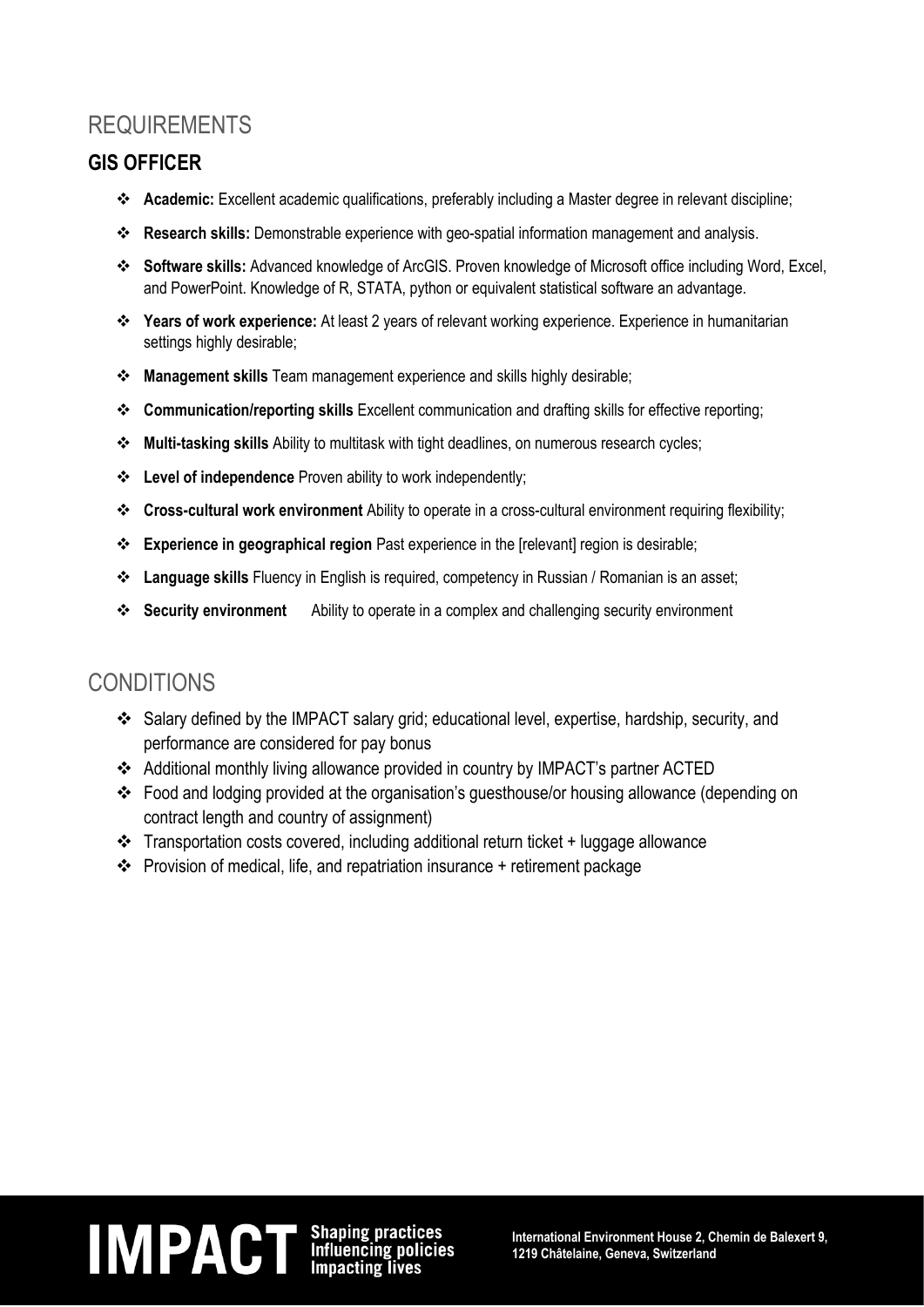## REQUIREMENTS

### GIS OFFICER

- **Academic:** Excellent academic qualifications, preferably including a Master degree in relevant discipline;
- **Research skills:** Demonstrable experience with geo-spatial information management and analysis.
- **Software skills:** Advanced knowledge of ArcGIS. Proven knowledge of Microsoft office including Word, Excel, and PowerPoint. Knowledge of R, STATA, python or equivalent statistical software an advantage.
- **Years of work experience:** At least 2 years of relevant working experience. Experience in humanitarian settings highly desirable;
- **Management skills** Team management experience and skills highly desirable;
- **Communication/reporting skills** Excellent communication and drafting skills for effective reporting;
- **Multi-tasking skills** Ability to multitask with tight deadlines, on numerous research cycles;
- **Level of independence** Proven ability to work independently;
- **Cross-cultural work environment** Ability to operate in a cross-cultural environment requiring flexibility;
- **Experience in geographical region** Past experience in the [relevant] region is desirable;
- **Language skills** Fluency in English is required, competency in Russian / Romanian is an asset;
- **Security environment** Ability to operate in a complex and challenging security environment

## CONDITIONS

- Salary defined by the IMPACT salary grid; educational level, expertise, hardship, security, and performance are considered for pay bonus
- Additional monthly living allowance provided in country by IMPACT's partner ACTED
- Food and lodging provided at the organisation's guesthouse/or housing allowance (depending on contract length and country of assignment)
- Transportation costs covered, including additional return ticket + luggage allowance
- Provision of medical, life, and repatriation insurance + retirement package